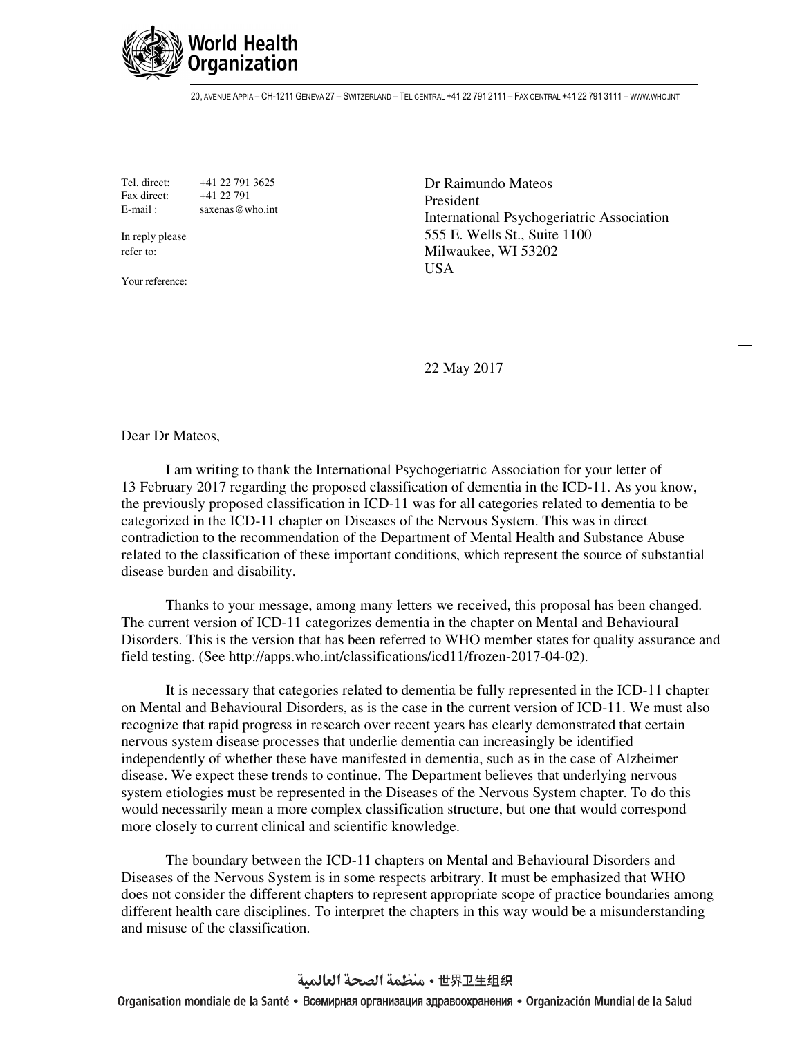**World Health Organization**

20, AVENUE APPIA – CH-1211 GENEVA 27 – SWITZERLAND – TEL CENTRAL +41 22 791 2111 – FAX CENTRAL +41 22 791 3111 – WWW.WHO.INT

Tel. direct: +41 22 791 3625
Fax direct: +41 22 791
E-mail : saxenas@who.int

In reply please refer to:

Your reference:

Dr Raimundo Mateos
President
International Psychogeriatric Association
555 E. Wells St., Suite 1100
Milwaukee, WI 53202
USA

22 May 2017

Dear Dr Mateos,

I am writing to thank the International Psychogeriatric Association for your letter of 13 February 2017 regarding the proposed classification of dementia in the ICD-11. As you know, the previously proposed classification in ICD-11 was for all categories related to dementia to be categorized in the ICD-11 chapter on Diseases of the Nervous System. This was in direct contradiction to the recommendation of the Department of Mental Health and Substance Abuse related to the classification of these important conditions, which represent the source of substantial disease burden and disability.

Thanks to your message, among many letters we received, this proposal has been changed. The current version of ICD-11 categorizes dementia in the chapter on Mental and Behavioural Disorders. This is the version that has been referred to WHO member states for quality assurance and field testing. (See http://apps.who.int/classifications/icd11/frozen-2017-04-02).

It is necessary that categories related to dementia be fully represented in the ICD-11 chapter on Mental and Behavioural Disorders, as is the case in the current version of ICD-11. We must also recognize that rapid progress in research over recent years has clearly demonstrated that certain nervous system disease processes that underlie dementia can increasingly be identified independently of whether these have manifested in dementia, such as in the case of Alzheimer disease. We expect these trends to continue. The Department believes that underlying nervous system etiologies must be represented in the Diseases of the Nervous System chapter. To do this would necessarily mean a more complex classification structure, but one that would correspond more closely to current clinical and scientific knowledge.

The boundary between the ICD-11 chapters on Mental and Behavioural Disorders and Diseases of the Nervous System is in some respects arbitrary. It must be emphasized that WHO does not consider the different chapters to represent appropriate scope of practice boundaries among different health care disciplines. To interpret the chapters in this way would be a misunderstanding and misuse of the classification.

منظمة الصحة العالمية • 世界卫生组织
Organisation mondiale de la Santé • Всемирная организация здравоохранения • Organización Mundial de la Salud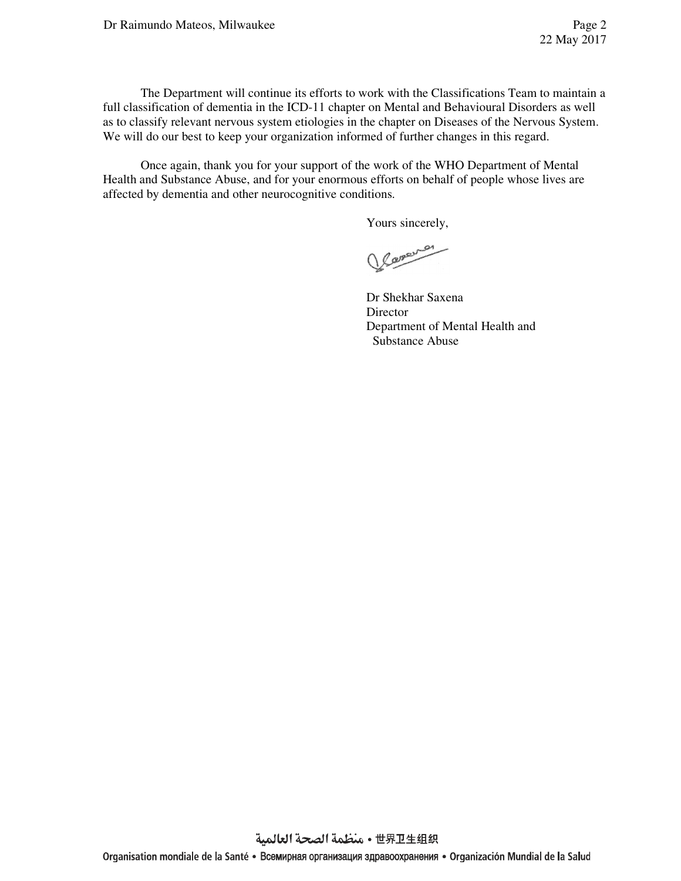The Department will continue its efforts to work with the Classifications Team to maintain a full classification of dementia in the ICD-11 chapter on Mental and Behavioural Disorders as well as to classify relevant nervous system etiologies in the chapter on Diseases of the Nervous System. We will do our best to keep your organization informed of further changes in this regard.

Once again, thank you for your support of the work of the WHO Department of Mental Health and Substance Abuse, and for your enormous efforts on behalf of people whose lives are affected by dementia and other neurocognitive conditions.

Yours sincerely,

Dr Shekhar Saxena
Director
Department of Mental Health and
Substance Abuse